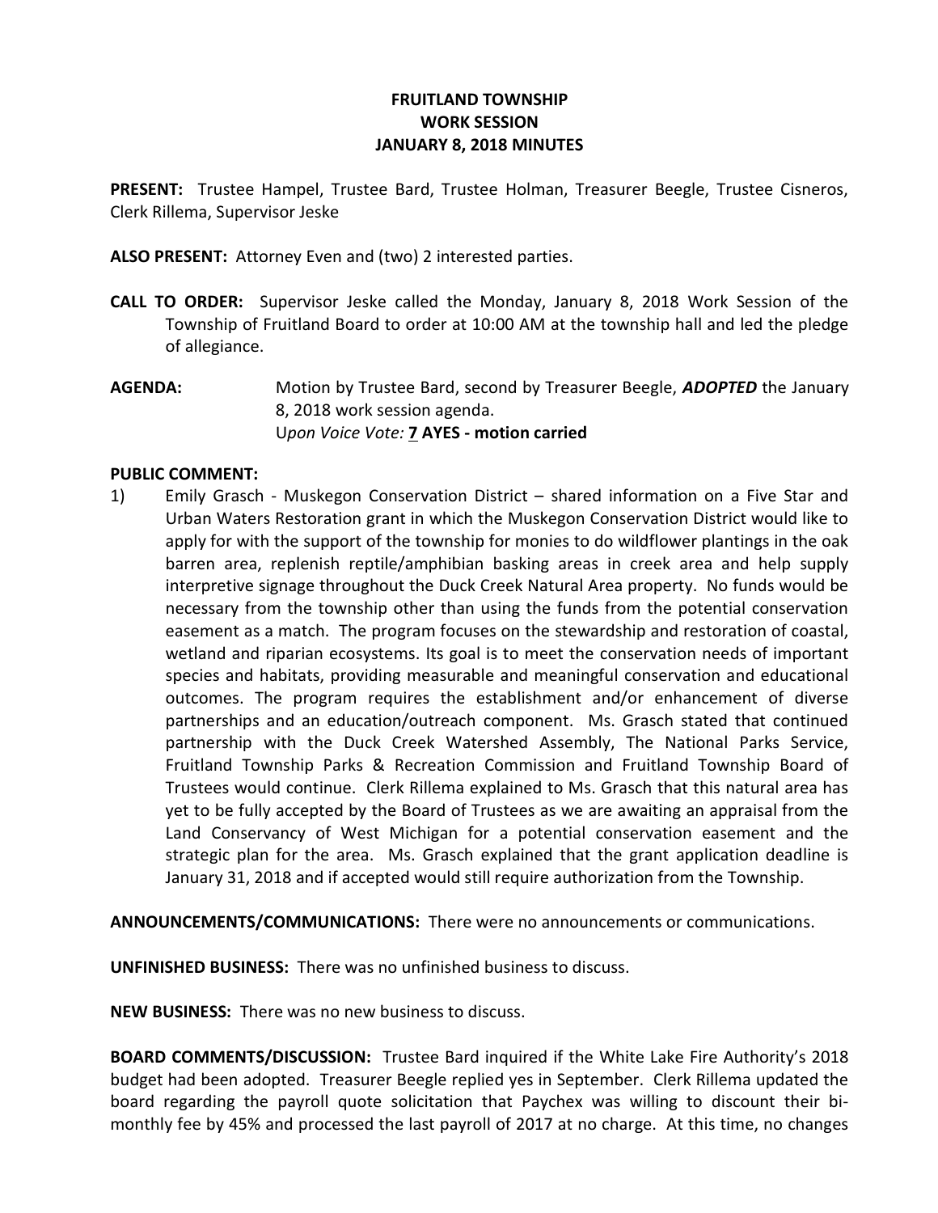# FRUITLAND TOWNSHIP
## WORK SESSION
## JANUARY 8, 2018 MINUTES

**PRESENT:** Trustee Hampel, Trustee Bard, Trustee Holman, Treasurer Beegle, Trustee Cisneros, Clerk Rillema, Supervisor Jeske

**ALSO PRESENT:** Attorney Even and (two) 2 interested parties.

**CALL TO ORDER:** Supervisor Jeske called the Monday, January 8, 2018 Work Session of the Township of Fruitland Board to order at 10:00 AM at the township hall and led the pledge of allegiance.

**AGENDA:** Motion by Trustee Bard, second by Treasurer Beegle, ***ADOPTED*** the January 8, 2018 work session agenda.
*Upon Voice Vote:* **7 AYES - motion carried**

**PUBLIC COMMENT:**

1) Emily Grasch - Muskegon Conservation District – shared information on a Five Star and Urban Waters Restoration grant in which the Muskegon Conservation District would like to apply for with the support of the township for monies to do wildflower plantings in the oak barren area, replenish reptile/amphibian basking areas in creek area and help supply interpretive signage throughout the Duck Creek Natural Area property. No funds would be necessary from the township other than using the funds from the potential conservation easement as a match. The program focuses on the stewardship and restoration of coastal, wetland and riparian ecosystems. Its goal is to meet the conservation needs of important species and habitats, providing measurable and meaningful conservation and educational outcomes. The program requires the establishment and/or enhancement of diverse partnerships and an education/outreach component. Ms. Grasch stated that continued partnership with the Duck Creek Watershed Assembly, The National Parks Service, Fruitland Township Parks & Recreation Commission and Fruitland Township Board of Trustees would continue. Clerk Rillema explained to Ms. Grasch that this natural area has yet to be fully accepted by the Board of Trustees as we are awaiting an appraisal from the Land Conservancy of West Michigan for a potential conservation easement and the strategic plan for the area. Ms. Grasch explained that the grant application deadline is January 31, 2018 and if accepted would still require authorization from the Township.

**ANNOUNCEMENTS/COMMUNICATIONS:** There were no announcements or communications.

**UNFINISHED BUSINESS:** There was no unfinished business to discuss.

**NEW BUSINESS:** There was no new business to discuss.

**BOARD COMMENTS/DISCUSSION:** Trustee Bard inquired if the White Lake Fire Authority's 2018 budget had been adopted. Treasurer Beegle replied yes in September. Clerk Rillema updated the board regarding the payroll quote solicitation that Paychex was willing to discount their bi-monthly fee by 45% and processed the last payroll of 2017 at no charge. At this time, no changes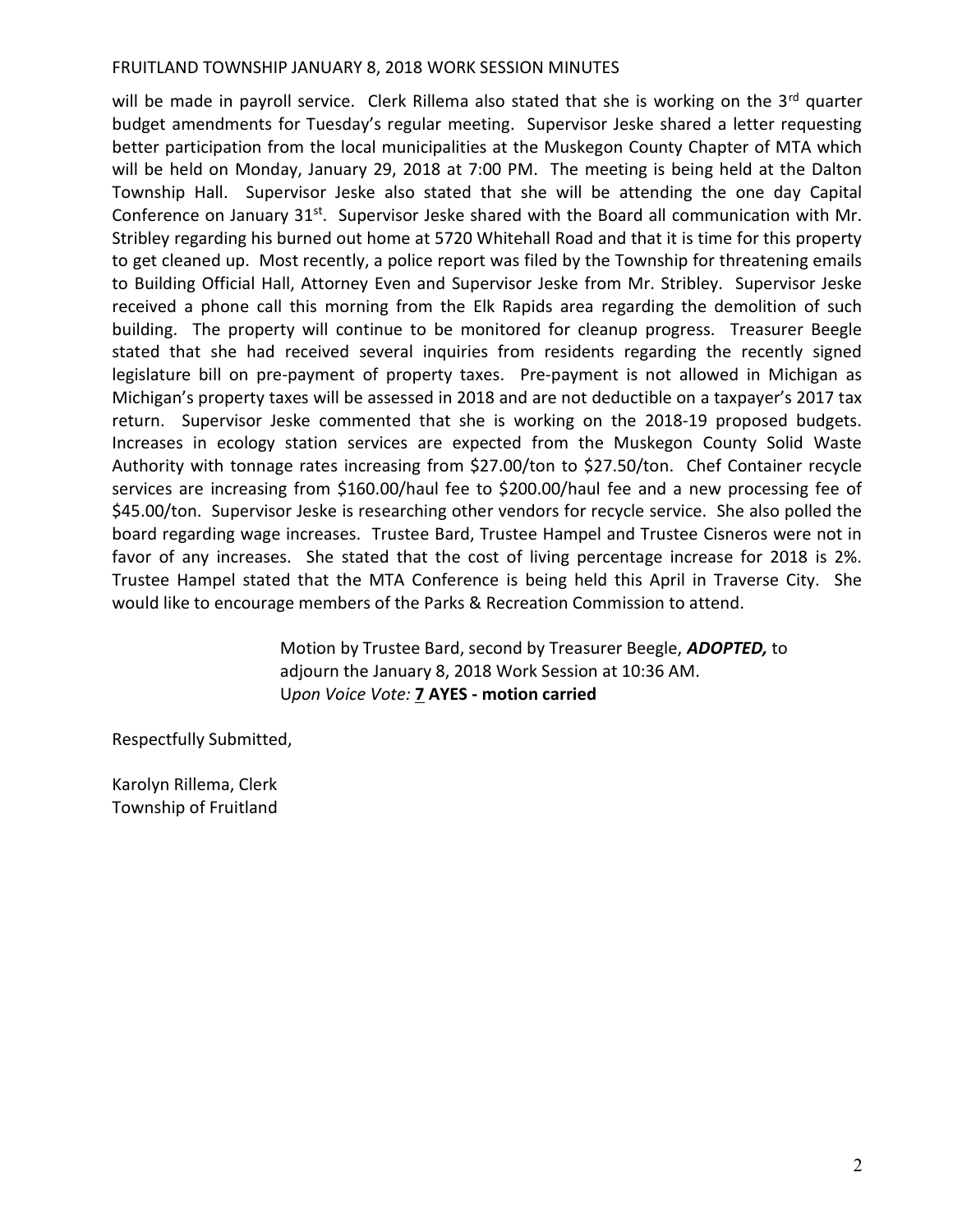will be made in payroll service. Clerk Rillema also stated that she is working on the 3rd quarter budget amendments for Tuesday's regular meeting. Supervisor Jeske shared a letter requesting better participation from the local municipalities at the Muskegon County Chapter of MTA which will be held on Monday, January 29, 2018 at 7:00 PM. The meeting is being held at the Dalton Township Hall. Supervisor Jeske also stated that she will be attending the one day Capital Conference on January 31st. Supervisor Jeske shared with the Board all communication with Mr. Stribley regarding his burned out home at 5720 Whitehall Road and that it is time for this property to get cleaned up. Most recently, a police report was filed by the Township for threatening emails to Building Official Hall, Attorney Even and Supervisor Jeske from Mr. Stribley. Supervisor Jeske received a phone call this morning from the Elk Rapids area regarding the demolition of such building. The property will continue to be monitored for cleanup progress. Treasurer Beegle stated that she had received several inquiries from residents regarding the recently signed legislature bill on pre-payment of property taxes. Pre-payment is not allowed in Michigan as Michigan's property taxes will be assessed in 2018 and are not deductible on a taxpayer's 2017 tax return. Supervisor Jeske commented that she is working on the 2018-19 proposed budgets. Increases in ecology station services are expected from the Muskegon County Solid Waste Authority with tonnage rates increasing from $27.00/ton to $27.50/ton. Chef Container recycle services are increasing from $160.00/haul fee to $200.00/haul fee and a new processing fee of $45.00/ton. Supervisor Jeske is researching other vendors for recycle service. She also polled the board regarding wage increases. Trustee Bard, Trustee Hampel and Trustee Cisneros were not in favor of any increases. She stated that the cost of living percentage increase for 2018 is 2%. Trustee Hampel stated that the MTA Conference is being held this April in Traverse City. She would like to encourage members of the Parks & Recreation Commission to attend.

> Motion by Trustee Bard, second by Treasurer Beegle, ***ADOPTED,*** to adjourn the January 8, 2018 Work Session at 10:36 AM.
> U*pon Voice Vote:* **7 AYES - motion carried**

Respectfully Submitted,

Karolyn Rillema, Clerk
Township of Fruitland